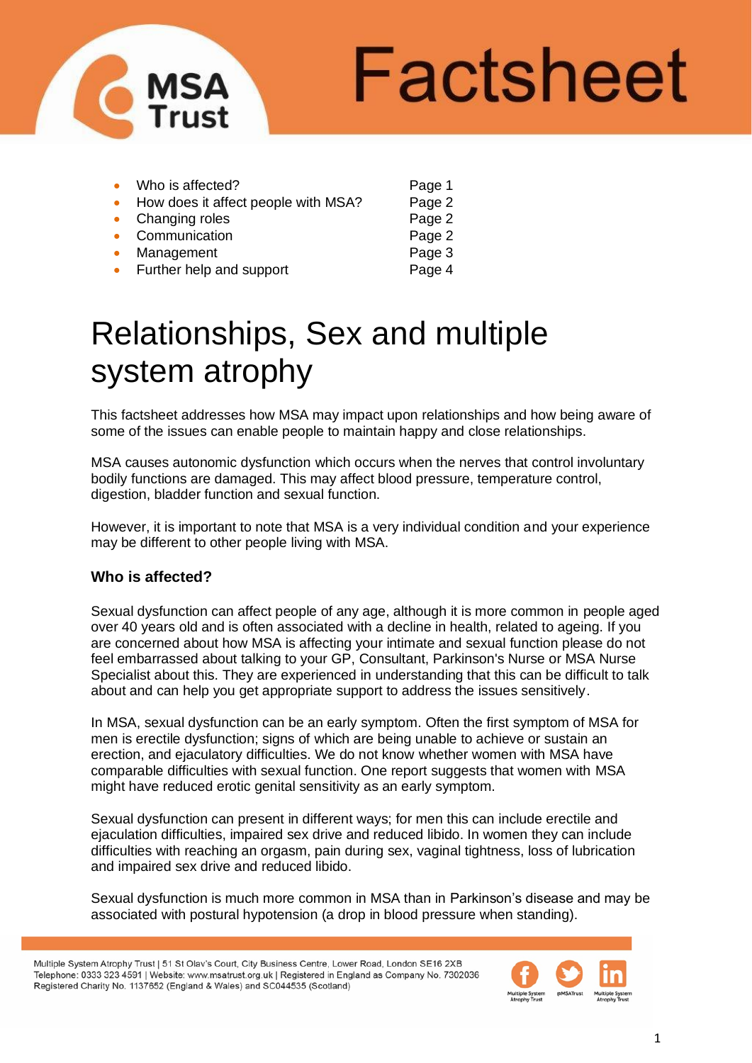# Factsheet

- Who is affected? — Page 1
- How does it affect people with MSA? — Page 2
- Changing roles — Page 2
- Communication — Page 2
- Management — Page 3
- Further help and support — Page 4

# Relationships, Sex and multiple system atrophy

This factsheet addresses how MSA may impact upon relationships and how being aware of some of the issues can enable people to maintain happy and close relationships.

MSA causes autonomic dysfunction which occurs when the nerves that control involuntary bodily functions are damaged. This may affect blood pressure, temperature control, digestion, bladder function and sexual function.

However, it is important to note that MSA is a very individual condition and your experience may be different to other people living with MSA.

## Who is affected?

Sexual dysfunction can affect people of any age, although it is more common in people aged over 40 years old and is often associated with a decline in health, related to ageing. If you are concerned about how MSA is affecting your intimate and sexual function please do not feel embarrassed about talking to your GP, Consultant, Parkinson's Nurse or MSA Nurse Specialist about this. They are experienced in understanding that this can be difficult to talk about and can help you get appropriate support to address the issues sensitively.

In MSA, sexual dysfunction can be an early symptom. Often the first symptom of MSA for men is erectile dysfunction; signs of which are being unable to achieve or sustain an erection, and ejaculatory difficulties. We do not know whether women with MSA have comparable difficulties with sexual function. One report suggests that women with MSA might have reduced erotic genital sensitivity as an early symptom.

Sexual dysfunction can present in different ways; for men this can include erectile and ejaculation difficulties, impaired sex drive and reduced libido. In women they can include difficulties with reaching an orgasm, pain during sex, vaginal tightness, loss of lubrication and impaired sex drive and reduced libido.

Sexual dysfunction is much more common in MSA than in Parkinson's disease and may be associated with postural hypotension (a drop in blood pressure when standing).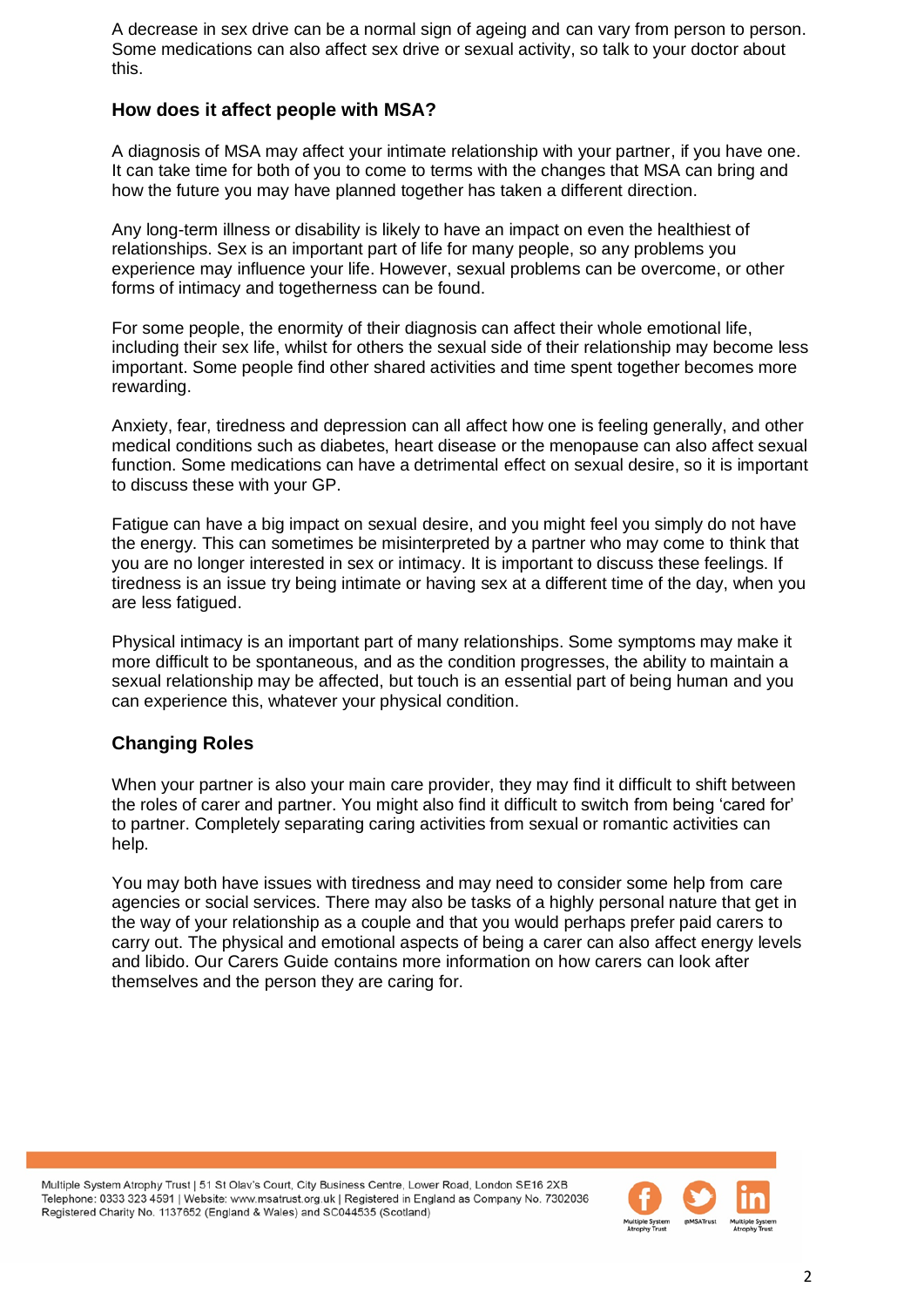A decrease in sex drive can be a normal sign of ageing and can vary from person to person. Some medications can also affect sex drive or sexual activity, so talk to your doctor about this.

## How does it affect people with MSA?

A diagnosis of MSA may affect your intimate relationship with your partner, if you have one. It can take time for both of you to come to terms with the changes that MSA can bring and how the future you may have planned together has taken a different direction.

Any long-term illness or disability is likely to have an impact on even the healthiest of relationships. Sex is an important part of life for many people, so any problems you experience may influence your life. However, sexual problems can be overcome, or other forms of intimacy and togetherness can be found.

For some people, the enormity of their diagnosis can affect their whole emotional life, including their sex life, whilst for others the sexual side of their relationship may become less important. Some people find other shared activities and time spent together becomes more rewarding.

Anxiety, fear, tiredness and depression can all affect how one is feeling generally, and other medical conditions such as diabetes, heart disease or the menopause can also affect sexual function. Some medications can have a detrimental effect on sexual desire, so it is important to discuss these with your GP.

Fatigue can have a big impact on sexual desire, and you might feel you simply do not have the energy. This can sometimes be misinterpreted by a partner who may come to think that you are no longer interested in sex or intimacy. It is important to discuss these feelings. If tiredness is an issue try being intimate or having sex at a different time of the day, when you are less fatigued.

Physical intimacy is an important part of many relationships. Some symptoms may make it more difficult to be spontaneous, and as the condition progresses, the ability to maintain a sexual relationship may be affected, but touch is an essential part of being human and you can experience this, whatever your physical condition.

## Changing Roles

When your partner is also your main care provider, they may find it difficult to shift between the roles of carer and partner. You might also find it difficult to switch from being 'cared for' to partner. Completely separating caring activities from sexual or romantic activities can help.

You may both have issues with tiredness and may need to consider some help from care agencies or social services. There may also be tasks of a highly personal nature that get in the way of your relationship as a couple and that you would perhaps prefer paid carers to carry out. The physical and emotional aspects of being a carer can also affect energy levels and libido. Our Carers Guide contains more information on how carers can look after themselves and the person they are caring for.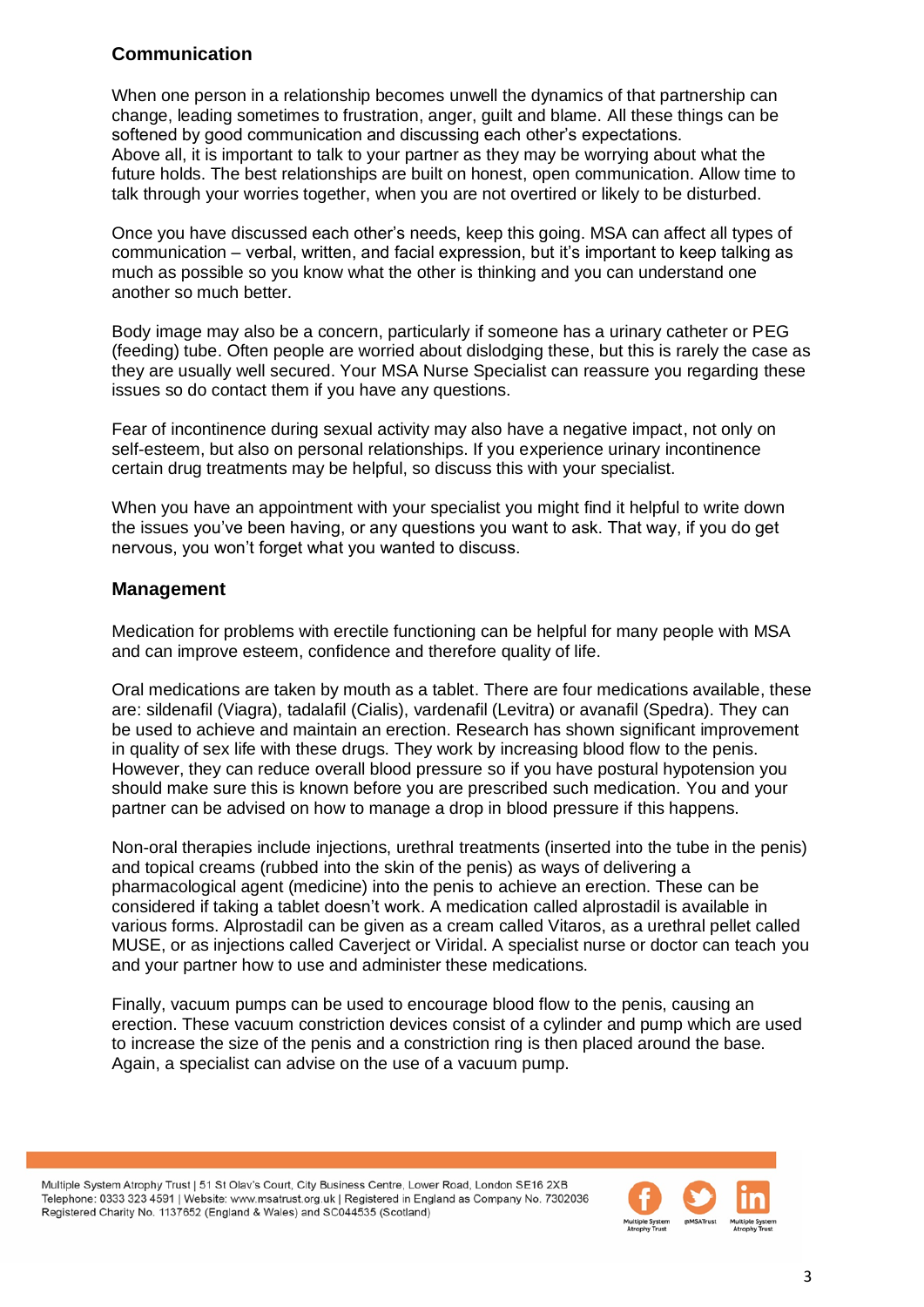## Communication

When one person in a relationship becomes unwell the dynamics of that partnership can change, leading sometimes to frustration, anger, guilt and blame. All these things can be softened by good communication and discussing each other's expectations.
Above all, it is important to talk to your partner as they may be worrying about what the future holds. The best relationships are built on honest, open communication. Allow time to talk through your worries together, when you are not overtired or likely to be disturbed.

Once you have discussed each other's needs, keep this going. MSA can affect all types of communication – verbal, written, and facial expression, but it's important to keep talking as much as possible so you know what the other is thinking and you can understand one another so much better.

Body image may also be a concern, particularly if someone has a urinary catheter or PEG (feeding) tube. Often people are worried about dislodging these, but this is rarely the case as they are usually well secured. Your MSA Nurse Specialist can reassure you regarding these issues so do contact them if you have any questions.

Fear of incontinence during sexual activity may also have a negative impact, not only on self-esteem, but also on personal relationships. If you experience urinary incontinence certain drug treatments may be helpful, so discuss this with your specialist.

When you have an appointment with your specialist you might find it helpful to write down the issues you've been having, or any questions you want to ask. That way, if you do get nervous, you won't forget what you wanted to discuss.

## Management

Medication for problems with erectile functioning can be helpful for many people with MSA and can improve esteem, confidence and therefore quality of life.

Oral medications are taken by mouth as a tablet. There are four medications available, these are: sildenafil (Viagra), tadalafil (Cialis), vardenafil (Levitra) or avanafil (Spedra). They can be used to achieve and maintain an erection. Research has shown significant improvement in quality of sex life with these drugs. They work by increasing blood flow to the penis. However, they can reduce overall blood pressure so if you have postural hypotension you should make sure this is known before you are prescribed such medication. You and your partner can be advised on how to manage a drop in blood pressure if this happens.

Non-oral therapies include injections, urethral treatments (inserted into the tube in the penis) and topical creams (rubbed into the skin of the penis) as ways of delivering a pharmacological agent (medicine) into the penis to achieve an erection. These can be considered if taking a tablet doesn't work. A medication called alprostadil is available in various forms. Alprostadil can be given as a cream called Vitaros, as a urethral pellet called MUSE, or as injections called Caverject or Viridal. A specialist nurse or doctor can teach you and your partner how to use and administer these medications.

Finally, vacuum pumps can be used to encourage blood flow to the penis, causing an erection. These vacuum constriction devices consist of a cylinder and pump which are used to increase the size of the penis and a constriction ring is then placed around the base. Again, a specialist can advise on the use of a vacuum pump.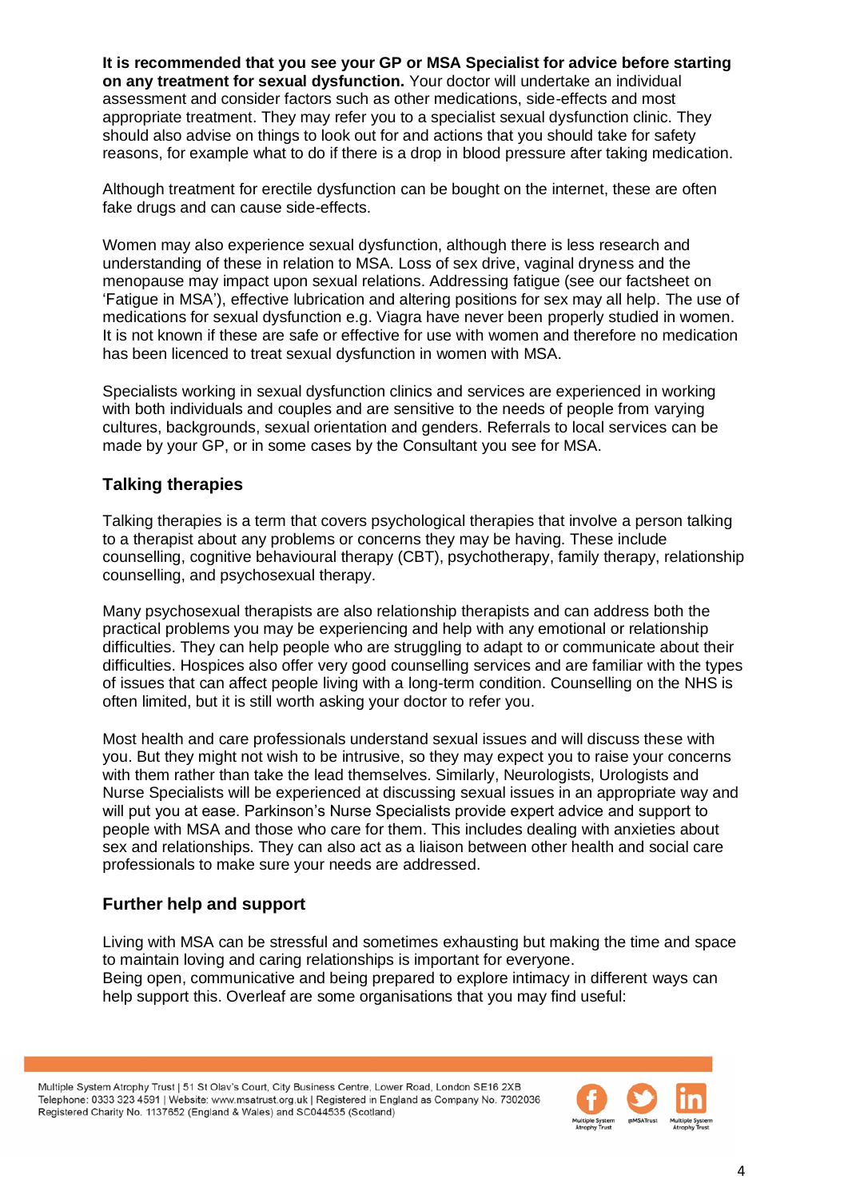**It is recommended that you see your GP or MSA Specialist for advice before starting on any treatment for sexual dysfunction.** Your doctor will undertake an individual assessment and consider factors such as other medications, side-effects and most appropriate treatment. They may refer you to a specialist sexual dysfunction clinic. They should also advise on things to look out for and actions that you should take for safety reasons, for example what to do if there is a drop in blood pressure after taking medication.

Although treatment for erectile dysfunction can be bought on the internet, these are often fake drugs and can cause side-effects.

Women may also experience sexual dysfunction, although there is less research and understanding of these in relation to MSA. Loss of sex drive, vaginal dryness and the menopause may impact upon sexual relations. Addressing fatigue (see our factsheet on 'Fatigue in MSA'), effective lubrication and altering positions for sex may all help. The use of medications for sexual dysfunction e.g. Viagra have never been properly studied in women. It is not known if these are safe or effective for use with women and therefore no medication has been licenced to treat sexual dysfunction in women with MSA.

Specialists working in sexual dysfunction clinics and services are experienced in working with both individuals and couples and are sensitive to the needs of people from varying cultures, backgrounds, sexual orientation and genders. Referrals to local services can be made by your GP, or in some cases by the Consultant you see for MSA.

## Talking therapies

Talking therapies is a term that covers psychological therapies that involve a person talking to a therapist about any problems or concerns they may be having. These include counselling, cognitive behavioural therapy (CBT), psychotherapy, family therapy, relationship counselling, and psychosexual therapy.

Many psychosexual therapists are also relationship therapists and can address both the practical problems you may be experiencing and help with any emotional or relationship difficulties. They can help people who are struggling to adapt to or communicate about their difficulties. Hospices also offer very good counselling services and are familiar with the types of issues that can affect people living with a long-term condition. Counselling on the NHS is often limited, but it is still worth asking your doctor to refer you.

Most health and care professionals understand sexual issues and will discuss these with you. But they might not wish to be intrusive, so they may expect you to raise your concerns with them rather than take the lead themselves. Similarly, Neurologists, Urologists and Nurse Specialists will be experienced at discussing sexual issues in an appropriate way and will put you at ease. Parkinson's Nurse Specialists provide expert advice and support to people with MSA and those who care for them. This includes dealing with anxieties about sex and relationships. They can also act as a liaison between other health and social care professionals to make sure your needs are addressed.

## Further help and support

Living with MSA can be stressful and sometimes exhausting but making the time and space to maintain loving and caring relationships is important for everyone.
Being open, communicative and being prepared to explore intimacy in different ways can help support this. Overleaf are some organisations that you may find useful: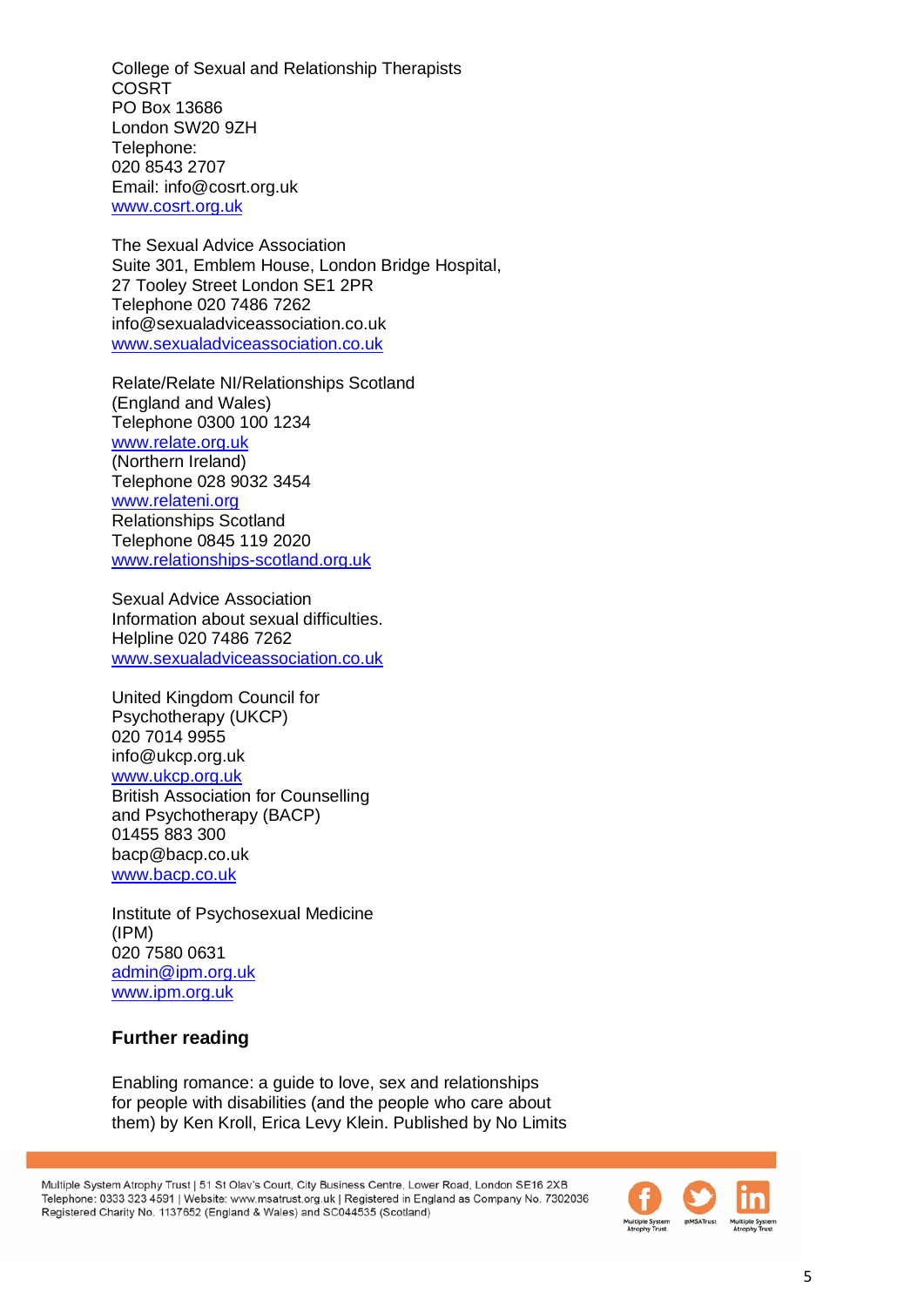College of Sexual and Relationship Therapists
COSRT
PO Box 13686
London SW20 9ZH
Telephone:
020 8543 2707
Email: info@cosrt.org.uk
www.cosrt.org.uk

The Sexual Advice Association
Suite 301, Emblem House, London Bridge Hospital,
27 Tooley Street London SE1 2PR
Telephone 020 7486 7262
info@sexualadviceassociation.co.uk
www.sexualadviceassociation.co.uk

Relate/Relate NI/Relationships Scotland
(England and Wales)
Telephone 0300 100 1234
www.relate.org.uk
(Northern Ireland)
Telephone 028 9032 3454
www.relateni.org
Relationships Scotland
Telephone 0845 119 2020
www.relationships-scotland.org.uk

Sexual Advice Association
Information about sexual difficulties.
Helpline 020 7486 7262
www.sexualadviceassociation.co.uk

United Kingdom Council for
Psychotherapy (UKCP)
020 7014 9955
info@ukcp.org.uk
www.ukcp.org.uk
British Association for Counselling
and Psychotherapy (BACP)
01455 883 300
bacp@bacp.co.uk
www.bacp.co.uk

Institute of Psychosexual Medicine
(IPM)
020 7580 0631
admin@ipm.org.uk
www.ipm.org.uk

## Further reading

Enabling romance: a guide to love, sex and relationships for people with disabilities (and the people who care about them) by Ken Kroll, Erica Levy Klein. Published by No Limits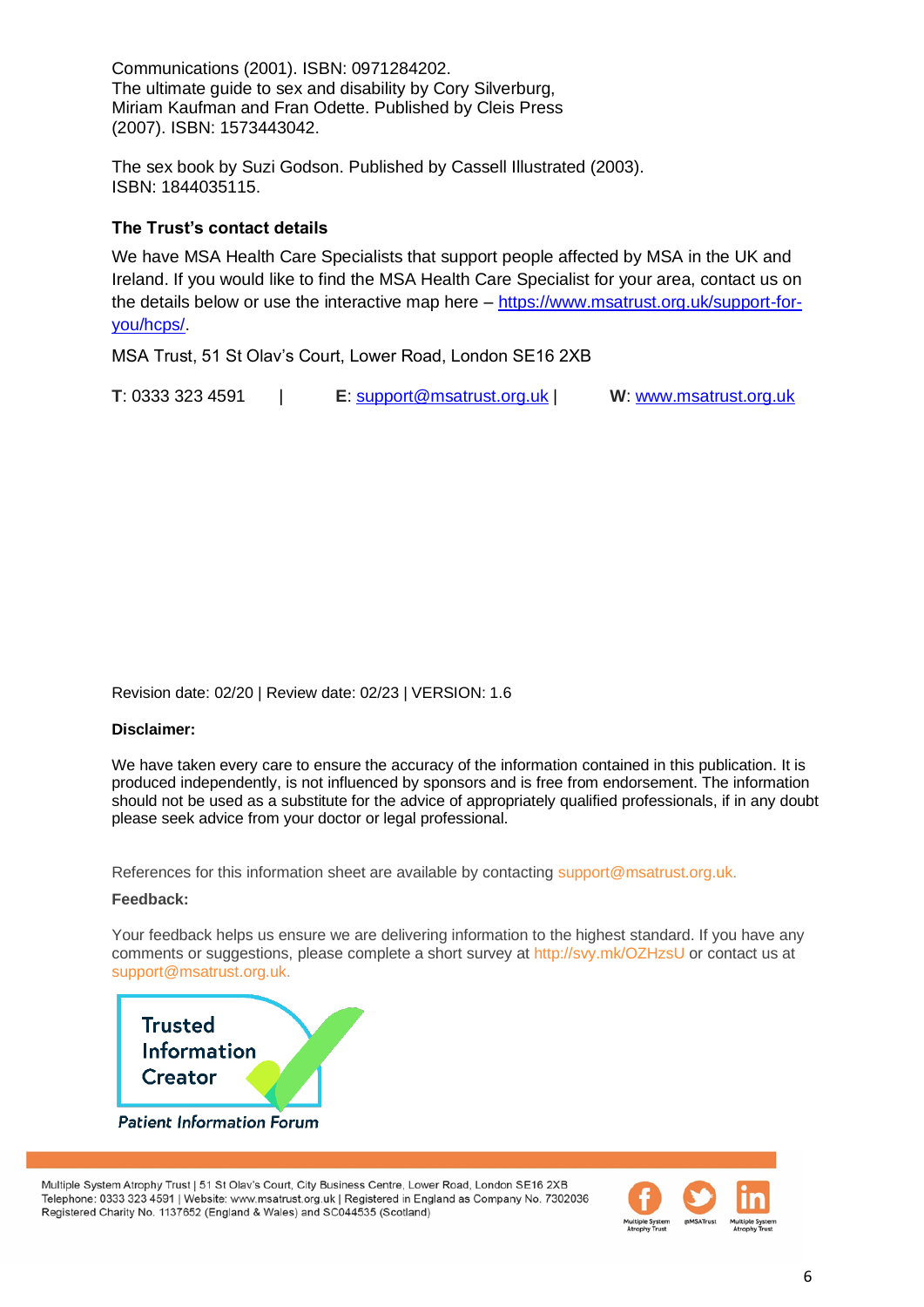Communications (2001). ISBN: 0971284202.
The ultimate guide to sex and disability by Cory Silverburg, Miriam Kaufman and Fran Odette. Published by Cleis Press (2007). ISBN: 1573443042.

The sex book by Suzi Godson. Published by Cassell Illustrated (2003). ISBN: 1844035115.

### The Trust's contact details

We have MSA Health Care Specialists that support people affected by MSA in the UK and Ireland. If you would like to find the MSA Health Care Specialist for your area, contact us on the details below or use the interactive map here – https://www.msatrust.org.uk/support-for-you/hcps/.

MSA Trust, 51 St Olav's Court, Lower Road, London SE16 2XB

**T**: 0333 323 4591 | **E**: support@msatrust.org.uk | **W**: www.msatrust.org.uk

Revision date: 02/20 | Review date: 02/23 | VERSION: 1.6

**Disclaimer:**

We have taken every care to ensure the accuracy of the information contained in this publication. It is produced independently, is not influenced by sponsors and is free from endorsement. The information should not be used as a substitute for the advice of appropriately qualified professionals, if in any doubt please seek advice from your doctor or legal professional.

References for this information sheet are available by contacting support@msatrust.org.uk.

**Feedback:**

Your feedback helps us ensure we are delivering information to the highest standard. If you have any comments or suggestions, please complete a short survey at http://svy.mk/OZHzsU or contact us at support@msatrust.org.uk.

Trusted Information Creator

Patient Information Forum

Multiple System Atrophy Trust | 51 St Olav's Court, City Business Centre, Lower Road, London SE16 2XB
Telephone: 0333 323 4591 | Website: www.msatrust.org.uk | Registered in England as Company No. 7302036
Registered Charity No. 1137652 (England & Wales) and SC044535 (Scotland)